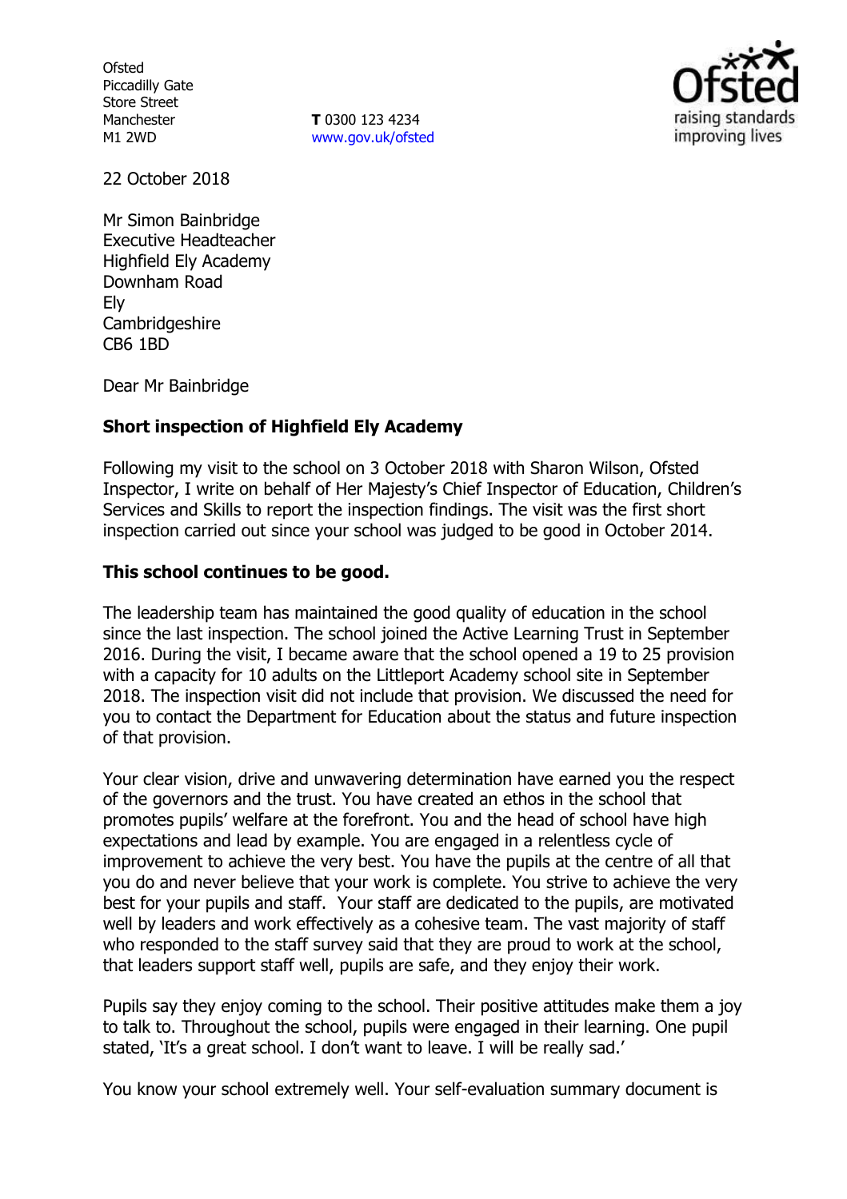Ofsted
Piccadilly Gate
Store Street
Manchester
M1 2WD

**T** 0300 123 4234
www.gov.uk/ofsted

22 October 2018

Mr Simon Bainbridge
Executive Headteacher
Highfield Ely Academy
Downham Road
Ely
Cambridgeshire
CB6 1BD

Dear Mr Bainbridge

**Short inspection of Highfield Ely Academy**

Following my visit to the school on 3 October 2018 with Sharon Wilson, Ofsted Inspector, I write on behalf of Her Majesty's Chief Inspector of Education, Children's Services and Skills to report the inspection findings. The visit was the first short inspection carried out since your school was judged to be good in October 2014.

**This school continues to be good.**

The leadership team has maintained the good quality of education in the school since the last inspection. The school joined the Active Learning Trust in September 2016. During the visit, I became aware that the school opened a 19 to 25 provision with a capacity for 10 adults on the Littleport Academy school site in September 2018. The inspection visit did not include that provision. We discussed the need for you to contact the Department for Education about the status and future inspection of that provision.

Your clear vision, drive and unwavering determination have earned you the respect of the governors and the trust. You have created an ethos in the school that promotes pupils' welfare at the forefront. You and the head of school have high expectations and lead by example. You are engaged in a relentless cycle of improvement to achieve the very best. You have the pupils at the centre of all that you do and never believe that your work is complete. You strive to achieve the very best for your pupils and staff. Your staff are dedicated to the pupils, are motivated well by leaders and work effectively as a cohesive team. The vast majority of staff who responded to the staff survey said that they are proud to work at the school, that leaders support staff well, pupils are safe, and they enjoy their work.

Pupils say they enjoy coming to the school. Their positive attitudes make them a joy to talk to. Throughout the school, pupils were engaged in their learning. One pupil stated, 'It's a great school. I don't want to leave. I will be really sad.'

You know your school extremely well. Your self-evaluation summary document is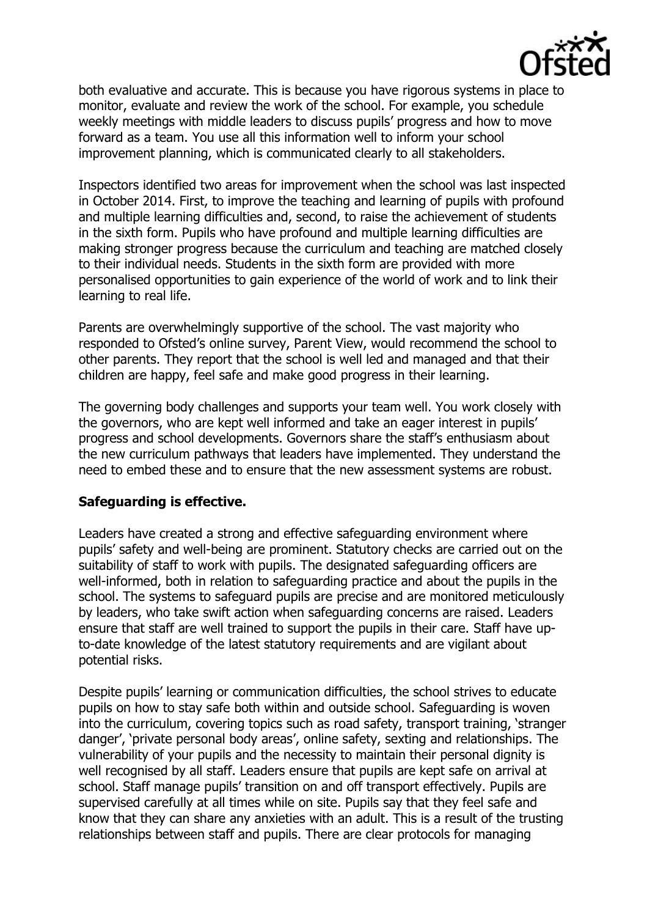both evaluative and accurate. This is because you have rigorous systems in place to monitor, evaluate and review the work of the school. For example, you schedule weekly meetings with middle leaders to discuss pupils' progress and how to move forward as a team. You use all this information well to inform your school improvement planning, which is communicated clearly to all stakeholders.

Inspectors identified two areas for improvement when the school was last inspected in October 2014. First, to improve the teaching and learning of pupils with profound and multiple learning difficulties and, second, to raise the achievement of students in the sixth form. Pupils who have profound and multiple learning difficulties are making stronger progress because the curriculum and teaching are matched closely to their individual needs. Students in the sixth form are provided with more personalised opportunities to gain experience of the world of work and to link their learning to real life.

Parents are overwhelmingly supportive of the school. The vast majority who responded to Ofsted's online survey, Parent View, would recommend the school to other parents. They report that the school is well led and managed and that their children are happy, feel safe and make good progress in their learning.

The governing body challenges and supports your team well. You work closely with the governors, who are kept well informed and take an eager interest in pupils' progress and school developments. Governors share the staff's enthusiasm about the new curriculum pathways that leaders have implemented. They understand the need to embed these and to ensure that the new assessment systems are robust.

**Safeguarding is effective.**

Leaders have created a strong and effective safeguarding environment where pupils' safety and well-being are prominent. Statutory checks are carried out on the suitability of staff to work with pupils. The designated safeguarding officers are well-informed, both in relation to safeguarding practice and about the pupils in the school. The systems to safeguard pupils are precise and are monitored meticulously by leaders, who take swift action when safeguarding concerns are raised. Leaders ensure that staff are well trained to support the pupils in their care. Staff have up-to-date knowledge of the latest statutory requirements and are vigilant about potential risks.

Despite pupils' learning or communication difficulties, the school strives to educate pupils on how to stay safe both within and outside school. Safeguarding is woven into the curriculum, covering topics such as road safety, transport training, 'stranger danger', 'private personal body areas', online safety, sexting and relationships. The vulnerability of your pupils and the necessity to maintain their personal dignity is well recognised by all staff. Leaders ensure that pupils are kept safe on arrival at school. Staff manage pupils' transition on and off transport effectively. Pupils are supervised carefully at all times while on site. Pupils say that they feel safe and know that they can share any anxieties with an adult. This is a result of the trusting relationships between staff and pupils. There are clear protocols for managing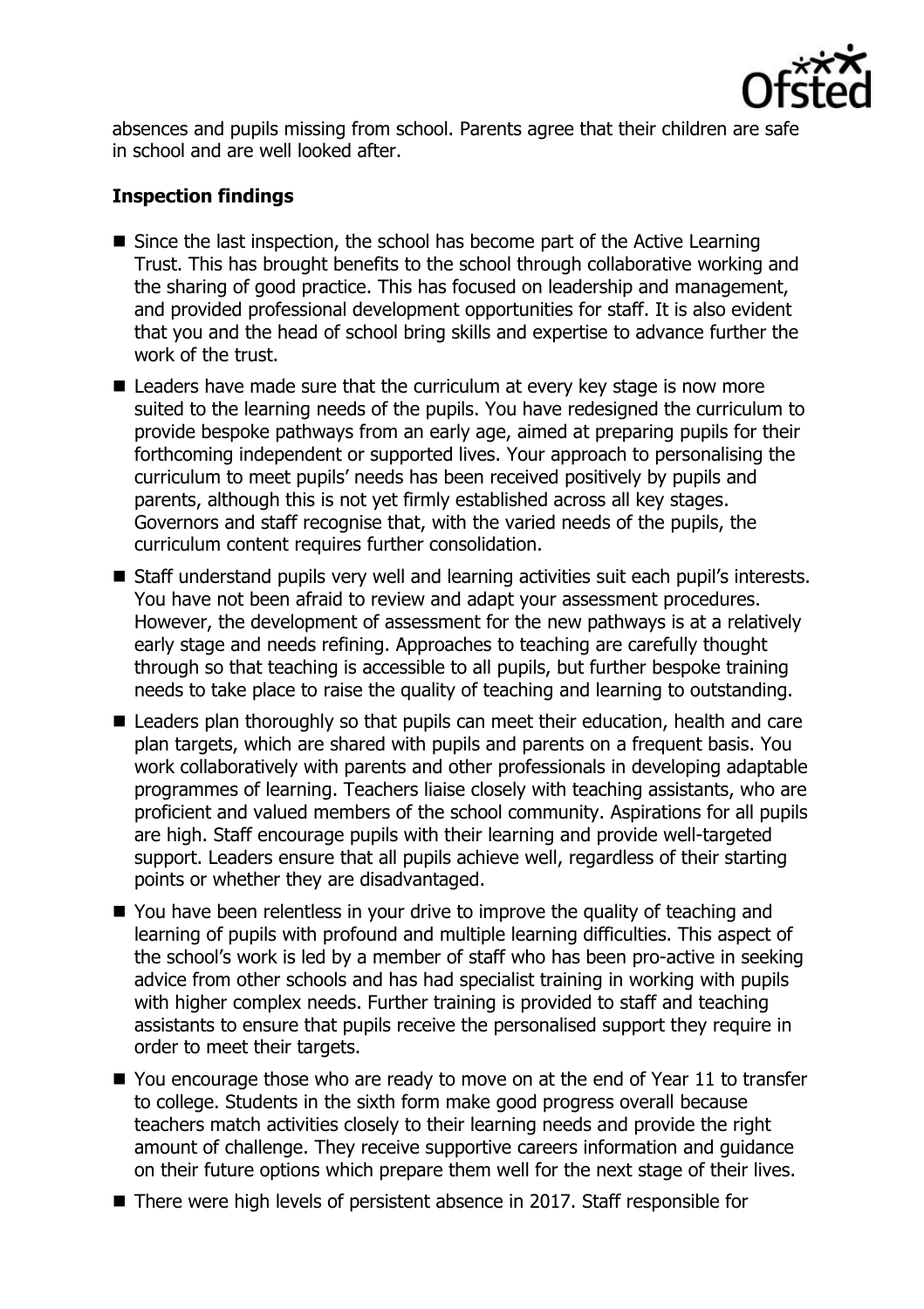absences and pupils missing from school. Parents agree that their children are safe in school and are well looked after.

**Inspection findings**

- Since the last inspection, the school has become part of the Active Learning Trust. This has brought benefits to the school through collaborative working and the sharing of good practice. This has focused on leadership and management, and provided professional development opportunities for staff. It is also evident that you and the head of school bring skills and expertise to advance further the work of the trust.
- Leaders have made sure that the curriculum at every key stage is now more suited to the learning needs of the pupils. You have redesigned the curriculum to provide bespoke pathways from an early age, aimed at preparing pupils for their forthcoming independent or supported lives. Your approach to personalising the curriculum to meet pupils' needs has been received positively by pupils and parents, although this is not yet firmly established across all key stages. Governors and staff recognise that, with the varied needs of the pupils, the curriculum content requires further consolidation.
- Staff understand pupils very well and learning activities suit each pupil's interests. You have not been afraid to review and adapt your assessment procedures. However, the development of assessment for the new pathways is at a relatively early stage and needs refining. Approaches to teaching are carefully thought through so that teaching is accessible to all pupils, but further bespoke training needs to take place to raise the quality of teaching and learning to outstanding.
- Leaders plan thoroughly so that pupils can meet their education, health and care plan targets, which are shared with pupils and parents on a frequent basis. You work collaboratively with parents and other professionals in developing adaptable programmes of learning. Teachers liaise closely with teaching assistants, who are proficient and valued members of the school community. Aspirations for all pupils are high. Staff encourage pupils with their learning and provide well-targeted support. Leaders ensure that all pupils achieve well, regardless of their starting points or whether they are disadvantaged.
- You have been relentless in your drive to improve the quality of teaching and learning of pupils with profound and multiple learning difficulties. This aspect of the school's work is led by a member of staff who has been pro-active in seeking advice from other schools and has had specialist training in working with pupils with higher complex needs. Further training is provided to staff and teaching assistants to ensure that pupils receive the personalised support they require in order to meet their targets.
- You encourage those who are ready to move on at the end of Year 11 to transfer to college. Students in the sixth form make good progress overall because teachers match activities closely to their learning needs and provide the right amount of challenge. They receive supportive careers information and guidance on their future options which prepare them well for the next stage of their lives.
- There were high levels of persistent absence in 2017. Staff responsible for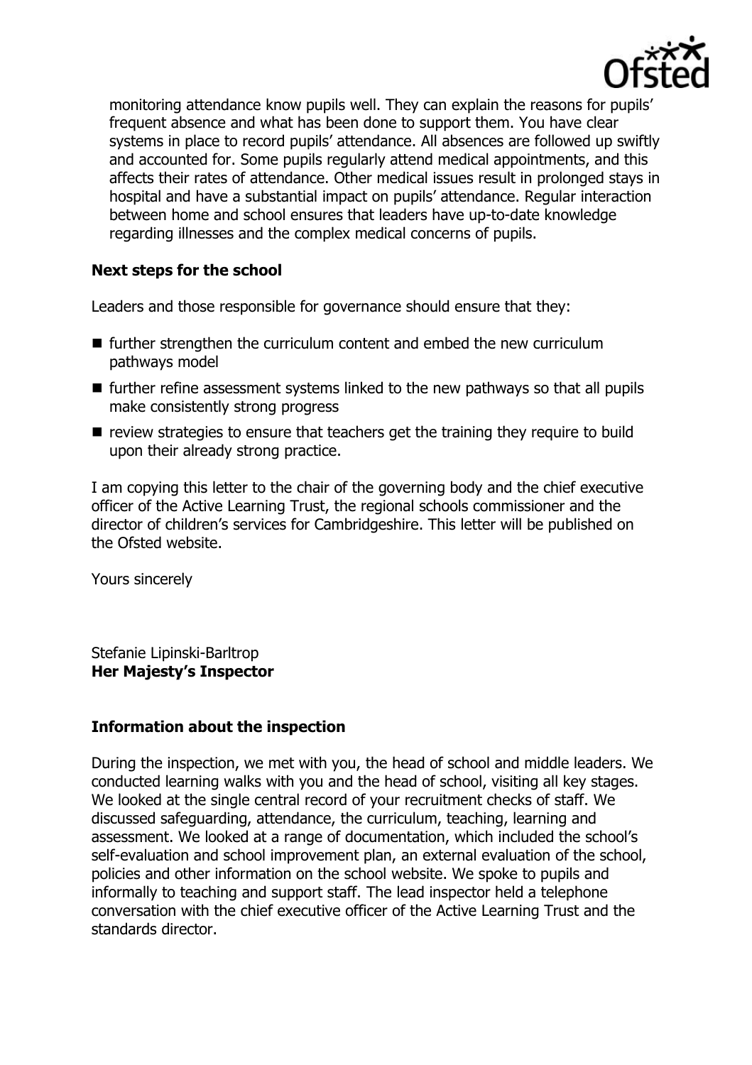monitoring attendance know pupils well. They can explain the reasons for pupils' frequent absence and what has been done to support them. You have clear systems in place to record pupils' attendance. All absences are followed up swiftly and accounted for. Some pupils regularly attend medical appointments, and this affects their rates of attendance. Other medical issues result in prolonged stays in hospital and have a substantial impact on pupils' attendance. Regular interaction between home and school ensures that leaders have up-to-date knowledge regarding illnesses and the complex medical concerns of pupils.

**Next steps for the school**

Leaders and those responsible for governance should ensure that they:

- further strengthen the curriculum content and embed the new curriculum pathways model
- further refine assessment systems linked to the new pathways so that all pupils make consistently strong progress
- review strategies to ensure that teachers get the training they require to build upon their already strong practice.

I am copying this letter to the chair of the governing body and the chief executive officer of the Active Learning Trust, the regional schools commissioner and the director of children's services for Cambridgeshire. This letter will be published on the Ofsted website.

Yours sincerely

Stefanie Lipinski-Barltrop
**Her Majesty's Inspector**

**Information about the inspection**

During the inspection, we met with you, the head of school and middle leaders. We conducted learning walks with you and the head of school, visiting all key stages. We looked at the single central record of your recruitment checks of staff. We discussed safeguarding, attendance, the curriculum, teaching, learning and assessment. We looked at a range of documentation, which included the school's self-evaluation and school improvement plan, an external evaluation of the school, policies and other information on the school website. We spoke to pupils and informally to teaching and support staff. The lead inspector held a telephone conversation with the chief executive officer of the Active Learning Trust and the standards director.